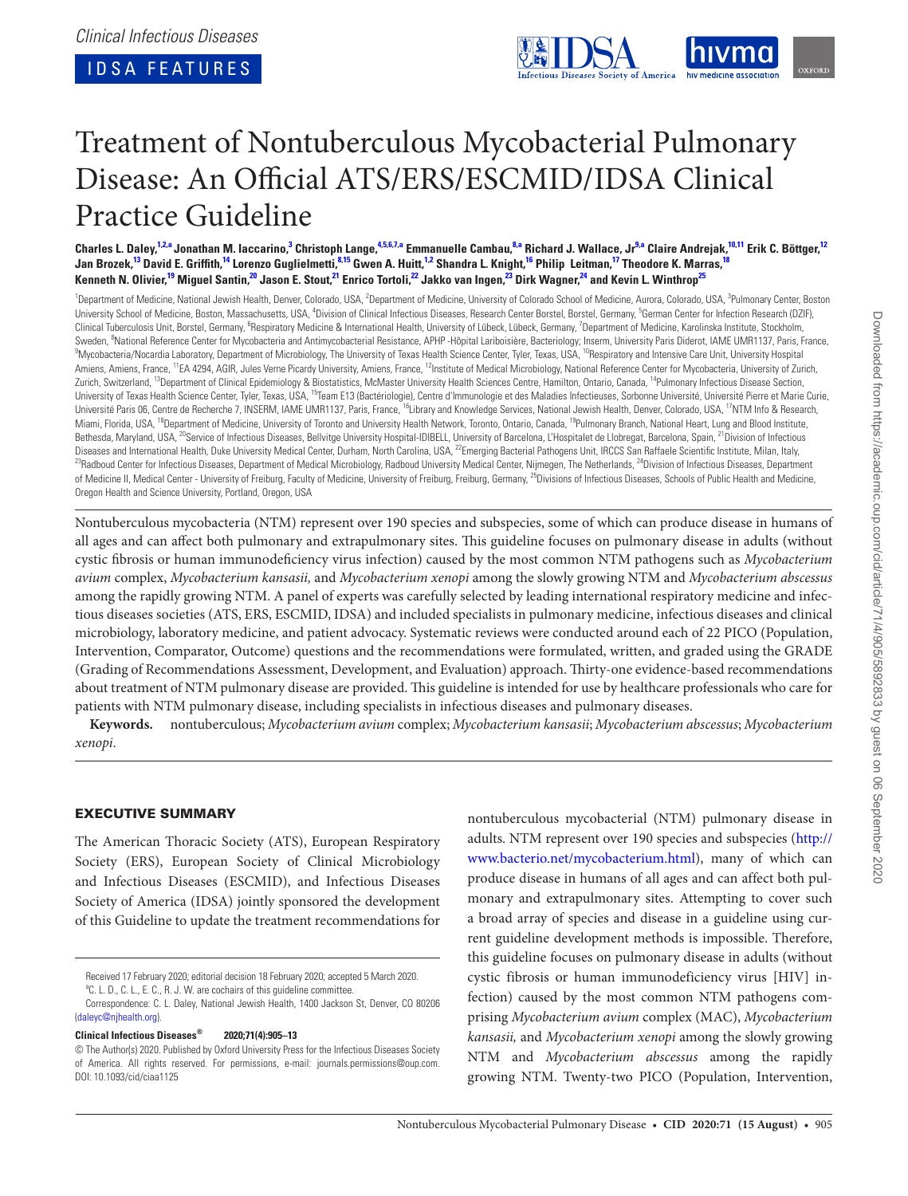Clinical Infectious Diseases

IDSA FEATURES

# Treatment of Nontuberculous Mycobacterial Pulmonary Disease: An Official ATS/ERS/ESCMID/IDSA Clinical Practice Guideline

**Charles L. Daley,[1,2,a] Jonathan M. Iaccarino,[3] Christoph Lange,[4,5,6,7,a] Emmanuelle Cambau,[8,a] Richard J. Wallace, Jr[9,a] Claire Andrejak,[10,11] Erik C. Böttger,[12] Jan Brozek,[13] David E. Griffith,[14] Lorenzo Guglielmetti,[8,15] Gwen A. Huitt,[1,2] Shandra L. Knight,[16] Philip Leitman,[17] Theodore K. Marras,[18] Kenneth N. Olivier,[19] Miguel Santin,[20] Jason E. Stout,[21] Enrico Tortoli,[22] Jakko van Ingen,[23] Dirk Wagner,[24] and Kevin L. Winthrop[25]**

[1]Department of Medicine, National Jewish Health, Denver, Colorado, USA, [2]Department of Medicine, University of Colorado School of Medicine, Aurora, Colorado, USA, [3]Pulmonary Center, Boston University School of Medicine, Boston, Massachusetts, USA, [4]Division of Clinical Infectious Diseases, Research Center Borstel, Borstel, Germany, [5]German Center for Infection Research (DZIF), Clinical Tuberculosis Unit, Borstel, Germany, [6]Respiratory Medicine & International Health, University of Lübeck, Lübeck, Germany, [7]Department of Medicine, Karolinska Institute, Stockholm, Sweden, [8]National Reference Center for Mycobacteria and Antimycobacterial Resistance, APHP -Hôpital Lariboisière, Bacteriology; Inserm, University Paris Diderot, IAME UMR1137, Paris, France, [9]Mycobacteria/Nocardia Laboratory, Department of Microbiology, The University of Texas Health Science Center, Tyler, Texas, USA, [10]Respiratory and Intensive Care Unit, University Hospital Amiens, Amiens, France, [11]EA 4294, AGIR, Jules Verne Picardy University, Amiens, France, [12]Institute of Medical Microbiology, National Reference Center for Mycobacteria, University of Zurich, Zurich, Switzerland, [13]Department of Clinical Epidemiology & Biostatistics, McMaster University Health Sciences Centre, Hamilton, Ontario, Canada, [14]Pulmonary Infectious Disease Section, University of Texas Health Science Center, Tyler, Texas, USA, [15]Team E13 (Bactériologie), Centre d'Immunologie et des Maladies Infectieuses, Sorbonne Université, Université Pierre et Marie Curie, Université Paris 06, Centre de Recherche 7, INSERM, IAME UMR1137, Paris, France, [16]Library and Knowledge Services, National Jewish Health, Denver, Colorado, USA, [17]NTM Info & Research, Miami, Florida, USA, [18]Department of Medicine, University of Toronto and University Health Network, Toronto, Ontario, Canada, [19]Pulmonary Branch, National Heart, Lung and Blood Institute, Bethesda, Maryland, USA, [20]Service of Infectious Diseases, Bellvitge University Hospital-IDIBELL, University of Barcelona, L'Hospitalet de Llobregat, Barcelona, Spain, [21]Division of Infectious Diseases and International Health, Duke University Medical Center, Durham, North Carolina, USA, [22]Emerging Bacterial Pathogens Unit, IRCCS San Raffaele Scientific Institute, Milan, Italy, [23]Radboud Center for Infectious Diseases, Department of Medical Microbiology, Radboud University Medical Center, Nijmegen, The Netherlands, [24]Division of Infectious Diseases, Department of Medicine II, Medical Center - University of Freiburg, Faculty of Medicine, University of Freiburg, Freiburg, Germany, [25]Divisions of Infectious Diseases, Schools of Public Health and Medicine, Oregon Health and Science University, Portland, Oregon, USA

Nontuberculous mycobacteria (NTM) represent over 190 species and subspecies, some of which can produce disease in humans of all ages and can affect both pulmonary and extrapulmonary sites. This guideline focuses on pulmonary disease in adults (without cystic fibrosis or human immunodeficiency virus infection) caused by the most common NTM pathogens such as *Mycobacterium avium* complex, *Mycobacterium kansasii,* and *Mycobacterium xenopi* among the slowly growing NTM and *Mycobacterium abscessus* among the rapidly growing NTM. A panel of experts was carefully selected by leading international respiratory medicine and infectious diseases societies (ATS, ERS, ESCMID, IDSA) and included specialists in pulmonary medicine, infectious diseases and clinical microbiology, laboratory medicine, and patient advocacy. Systematic reviews were conducted around each of 22 PICO (Population, Intervention, Comparator, Outcome) questions and the recommendations were formulated, written, and graded using the GRADE (Grading of Recommendations Assessment, Development, and Evaluation) approach. Thirty-one evidence-based recommendations about treatment of NTM pulmonary disease are provided. This guideline is intended for use by healthcare professionals who care for patients with NTM pulmonary disease, including specialists in infectious diseases and pulmonary diseases.

**Keywords.** nontuberculous; *Mycobacterium avium* complex; *Mycobacterium kansasii*; *Mycobacterium abscessus*; *Mycobacterium xenopi*.

## EXECUTIVE SUMMARY

The American Thoracic Society (ATS), European Respiratory Society (ERS), European Society of Clinical Microbiology and Infectious Diseases (ESCMID), and Infectious Diseases Society of America (IDSA) jointly sponsored the development of this Guideline to update the treatment recommendations for nontuberculous mycobacterial (NTM) pulmonary disease in adults. NTM represent over 190 species and subspecies (http://www.bacterio.net/mycobacterium.html), many of which can produce disease in humans of all ages and can affect both pulmonary and extrapulmonary sites. Attempting to cover such a broad array of species and disease in a guideline using current guideline development methods is impossible. Therefore, this guideline focuses on pulmonary disease in adults (without cystic fibrosis or human immunodeficiency virus [HIV] infection) caused by the most common NTM pathogens comprising *Mycobacterium avium* complex (MAC), *Mycobacterium kansasii,* and *Mycobacterium xenopi* among the slowly growing NTM and *Mycobacterium abscessus* among the rapidly growing NTM. Twenty-two PICO (Population, Intervention,

Received 17 February 2020; editorial decision 18 February 2020; accepted 5 March 2020.

[a]C. L. D., C. L., E. C., R. J. W. are cochairs of this guideline committee.

Correspondence: C. L. Daley, National Jewish Health, 1400 Jackson St, Denver, CO 80206 (daleyc@njhealth.org).

**Clinical Infectious Diseases® 2020;71(4):905–13**

© The Author(s) 2020. Published by Oxford University Press for the Infectious Diseases Society of America. All rights reserved. For permissions, e-mail: journals.permissions@oup.com. DOI: 10.1093/cid/ciaa1125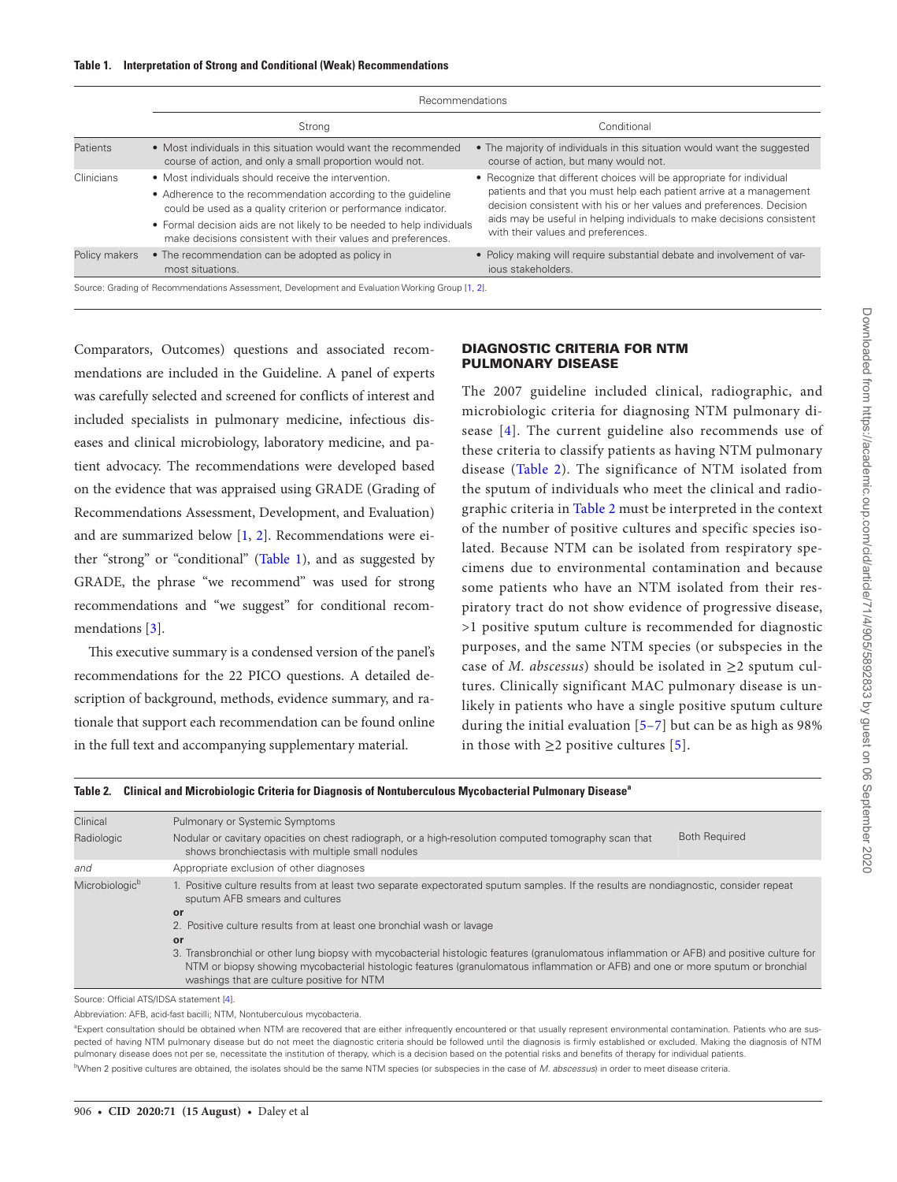**Table 1. Interpretation of Strong and Conditional (Weak) Recommendations**

| | Recommendations | |
|---|---|---|
| | Strong | Conditional |
| Patients | • Most individuals in this situation would want the recommended course of action, and only a small proportion would not. | • The majority of individuals in this situation would want the suggested course of action, but many would not. |
| Clinicians | • Most individuals should receive the intervention. • Adherence to the recommendation according to the guideline could be used as a quality criterion or performance indicator. • Formal decision aids are not likely to be needed to help individuals make decisions consistent with their values and preferences. | • Recognize that different choices will be appropriate for individual patients and that you must help each patient arrive at a management decision consistent with his or her values and preferences. Decision aids may be useful in helping individuals to make decisions consistent with their values and preferences. |
| Policy makers | • The recommendation can be adopted as policy in most situations. | • Policy making will require substantial debate and involvement of various stakeholders. |

Source: Grading of Recommendations Assessment, Development and Evaluation Working Group [1, 2].

Comparators, Outcomes) questions and associated recommendations are included in the Guideline. A panel of experts was carefully selected and screened for conflicts of interest and included specialists in pulmonary medicine, infectious diseases and clinical microbiology, laboratory medicine, and patient advocacy. The recommendations were developed based on the evidence that was appraised using GRADE (Grading of Recommendations Assessment, Development, and Evaluation) and are summarized below [1, 2]. Recommendations were either "strong" or "conditional" (Table 1), and as suggested by GRADE, the phrase "we recommend" was used for strong recommendations and "we suggest" for conditional recommendations [3].

This executive summary is a condensed version of the panel's recommendations for the 22 PICO questions. A detailed description of background, methods, evidence summary, and rationale that support each recommendation can be found online in the full text and accompanying supplementary material.

## DIAGNOSTIC CRITERIA FOR NTM PULMONARY DISEASE

The 2007 guideline included clinical, radiographic, and microbiologic criteria for diagnosing NTM pulmonary disease [4]. The current guideline also recommends use of these criteria to classify patients as having NTM pulmonary disease (Table 2). The significance of NTM isolated from the sputum of individuals who meet the clinical and radiographic criteria in Table 2 must be interpreted in the context of the number of positive cultures and specific species isolated. Because NTM can be isolated from respiratory specimens due to environmental contamination and because some patients who have an NTM isolated from their respiratory tract do not show evidence of progressive disease, >1 positive sputum culture is recommended for diagnostic purposes, and the same NTM species (or subspecies in the case of *M. abscessus*) should be isolated in ≥2 sputum cultures. Clinically significant MAC pulmonary disease is unlikely in patients who have a single positive sputum culture during the initial evaluation [5–7] but can be as high as 98% in those with ≥2 positive cultures [5].

**Table 2. Clinical and Microbiologic Criteria for Diagnosis of Nontuberculous Mycobacterial Pulmonary Disease[a]**

| | | |
|---|---|---|
| Clinical | Pulmonary or Systemic Symptoms | Both Required |
| Radiologic | Nodular or cavitary opacities on chest radiograph, or a high-resolution computed tomography scan that shows bronchiectasis with multiple small nodules | |
| *and* | Appropriate exclusion of other diagnoses | |
| Microbiologic[b] | 1. Positive culture results from at least two separate expectorated sputum samples. If the results are nondiagnostic, consider repeat sputum AFB smears and cultures **or** 2. Positive culture results from at least one bronchial wash or lavage **or** 3. Transbronchial or other lung biopsy with mycobacterial histologic features (granulomatous inflammation or AFB) and positive culture for NTM or biopsy showing mycobacterial histologic features (granulomatous inflammation or AFB) and one or more sputum or bronchial washings that are culture positive for NTM | |

Source: Official ATS/IDSA statement [4].

Abbreviation: AFB, acid-fast bacilli; NTM, Nontuberculous mycobacteria.

[a]Expert consultation should be obtained when NTM are recovered that are either infrequently encountered or that usually represent environmental contamination. Patients who are suspected of having NTM pulmonary disease but do not meet the diagnostic criteria should be followed until the diagnosis is firmly established or excluded. Making the diagnosis of NTM pulmonary disease does not per se, necessitate the institution of therapy, which is a decision based on the potential risks and benefits of therapy for individual patients.

[b]When 2 positive cultures are obtained, the isolates should be the same NTM species (or subspecies in the case of *M. abscessus*) in order to meet disease criteria.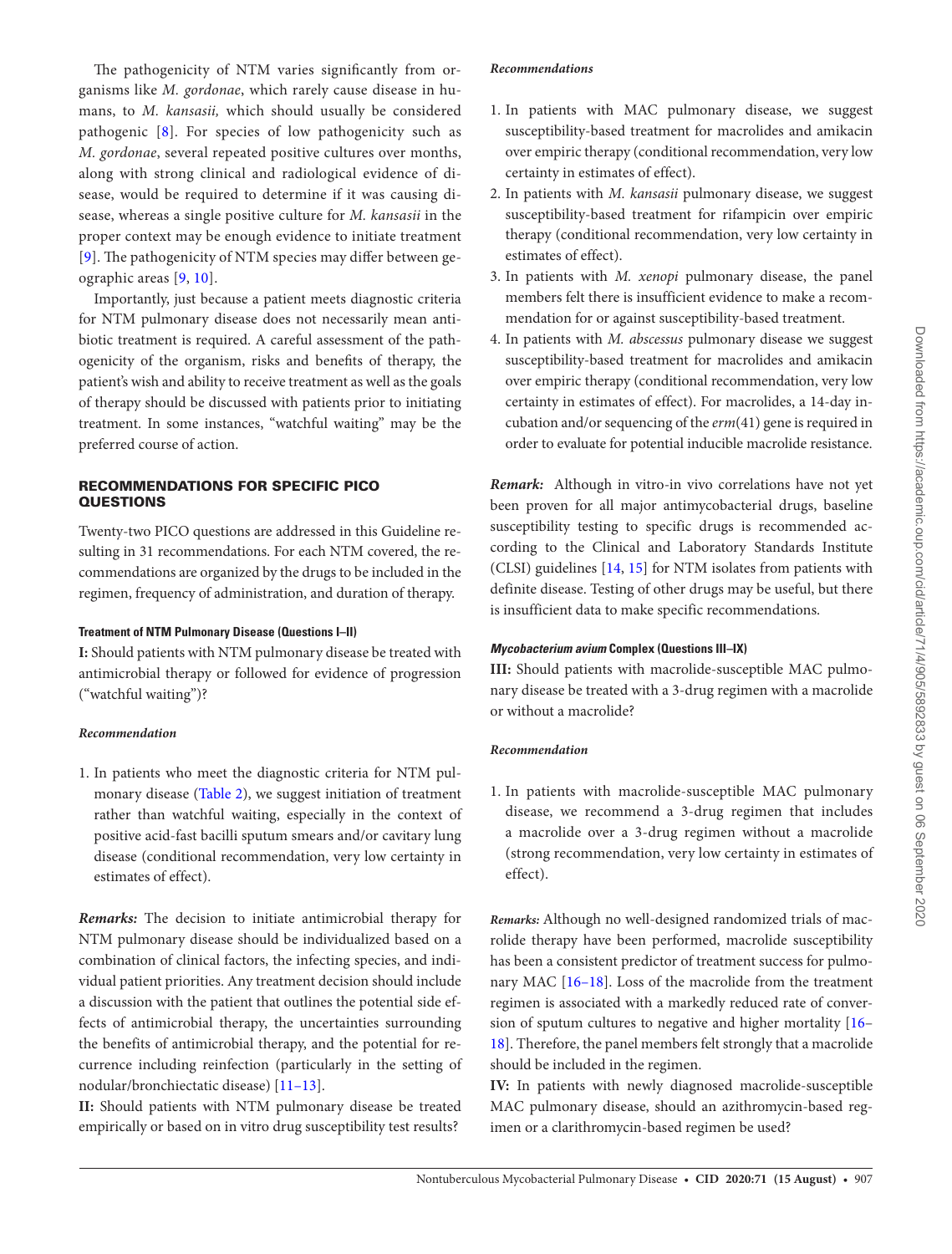The pathogenicity of NTM varies significantly from organisms like *M. gordonae*, which rarely cause disease in humans, to *M. kansasii,* which should usually be considered pathogenic [8]. For species of low pathogenicity such as *M. gordonae*, several repeated positive cultures over months, along with strong clinical and radiological evidence of disease, would be required to determine if it was causing disease, whereas a single positive culture for *M. kansasii* in the proper context may be enough evidence to initiate treatment [9]. The pathogenicity of NTM species may differ between geographic areas [9, 10].

Importantly, just because a patient meets diagnostic criteria for NTM pulmonary disease does not necessarily mean antibiotic treatment is required. A careful assessment of the pathogenicity of the organism, risks and benefits of therapy, the patient's wish and ability to receive treatment as well as the goals of therapy should be discussed with patients prior to initiating treatment. In some instances, "watchful waiting" may be the preferred course of action.

## RECOMMENDATIONS FOR SPECIFIC PICO QUESTIONS

Twenty-two PICO questions are addressed in this Guideline resulting in 31 recommendations. For each NTM covered, the recommendations are organized by the drugs to be included in the regimen, frequency of administration, and duration of therapy.

### Treatment of NTM Pulmonary Disease (Questions I–II)

**I:** Should patients with NTM pulmonary disease be treated with antimicrobial therapy or followed for evidence of progression ("watchful waiting")?

#### *Recommendation*

1. In patients who meet the diagnostic criteria for NTM pulmonary disease (Table 2), we suggest initiation of treatment rather than watchful waiting, especially in the context of positive acid-fast bacilli sputum smears and/or cavitary lung disease (conditional recommendation, very low certainty in estimates of effect).

***Remarks:*** The decision to initiate antimicrobial therapy for NTM pulmonary disease should be individualized based on a combination of clinical factors, the infecting species, and individual patient priorities. Any treatment decision should include a discussion with the patient that outlines the potential side effects of antimicrobial therapy, the uncertainties surrounding the benefits of antimicrobial therapy, and the potential for recurrence including reinfection (particularly in the setting of nodular/bronchiectatic disease) [11–13].

**II:** Should patients with NTM pulmonary disease be treated empirically or based on in vitro drug susceptibility test results?

#### *Recommendations*

1. In patients with MAC pulmonary disease, we suggest susceptibility-based treatment for macrolides and amikacin over empiric therapy (conditional recommendation, very low certainty in estimates of effect).
2. In patients with *M. kansasii* pulmonary disease, we suggest susceptibility-based treatment for rifampicin over empiric therapy (conditional recommendation, very low certainty in estimates of effect).
3. In patients with *M. xenopi* pulmonary disease, the panel members felt there is insufficient evidence to make a recommendation for or against susceptibility-based treatment.
4. In patients with *M. abscessus* pulmonary disease we suggest susceptibility-based treatment for macrolides and amikacin over empiric therapy (conditional recommendation, very low certainty in estimates of effect). For macrolides, a 14-day incubation and/or sequencing of the *erm*(41) gene is required in order to evaluate for potential inducible macrolide resistance.

***Remark:*** Although in vitro-in vivo correlations have not yet been proven for all major antimycobacterial drugs, baseline susceptibility testing to specific drugs is recommended according to the Clinical and Laboratory Standards Institute (CLSI) guidelines [14, 15] for NTM isolates from patients with definite disease. Testing of other drugs may be useful, but there is insufficient data to make specific recommendations.

### *Mycobacterium avium* Complex (Questions III–IX)

**III:** Should patients with macrolide-susceptible MAC pulmonary disease be treated with a 3-drug regimen with a macrolide or without a macrolide?

#### *Recommendation*

1. In patients with macrolide-susceptible MAC pulmonary disease, we recommend a 3-drug regimen that includes a macrolide over a 3-drug regimen without a macrolide (strong recommendation, very low certainty in estimates of effect).

***Remarks:*** Although no well-designed randomized trials of macrolide therapy have been performed, macrolide susceptibility has been a consistent predictor of treatment success for pulmonary MAC [16–18]. Loss of the macrolide from the treatment regimen is associated with a markedly reduced rate of conversion of sputum cultures to negative and higher mortality [16–18]. Therefore, the panel members felt strongly that a macrolide should be included in the regimen.

**IV:** In patients with newly diagnosed macrolide-susceptible MAC pulmonary disease, should an azithromycin-based regimen or a clarithromycin-based regimen be used?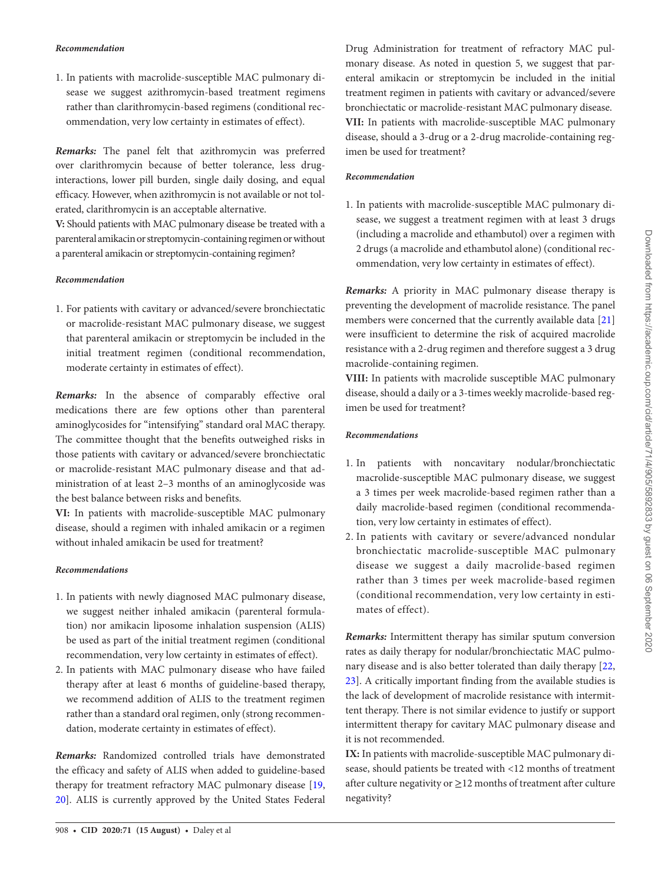#### *Recommendation*

1. In patients with macrolide-susceptible MAC pulmonary disease we suggest azithromycin-based treatment regimens rather than clarithromycin-based regimens (conditional recommendation, very low certainty in estimates of effect).

***Remarks:*** The panel felt that azithromycin was preferred over clarithromycin because of better tolerance, less drug-interactions, lower pill burden, single daily dosing, and equal efficacy. However, when azithromycin is not available or not tolerated, clarithromycin is an acceptable alternative.

**V:** Should patients with MAC pulmonary disease be treated with a parenteral amikacin or streptomycin-containing regimen or without a parenteral amikacin or streptomycin-containing regimen?

#### *Recommendation*

1. For patients with cavitary or advanced/severe bronchiectatic or macrolide-resistant MAC pulmonary disease, we suggest that parenteral amikacin or streptomycin be included in the initial treatment regimen (conditional recommendation, moderate certainty in estimates of effect).

***Remarks:*** In the absence of comparably effective oral medications there are few options other than parenteral aminoglycosides for "intensifying" standard oral MAC therapy. The committee thought that the benefits outweighed risks in those patients with cavitary or advanced/severe bronchiectatic or macrolide-resistant MAC pulmonary disease and that administration of at least 2–3 months of an aminoglycoside was the best balance between risks and benefits.

**VI:** In patients with macrolide-susceptible MAC pulmonary disease, should a regimen with inhaled amikacin or a regimen without inhaled amikacin be used for treatment?

#### *Recommendations*

1. In patients with newly diagnosed MAC pulmonary disease, we suggest neither inhaled amikacin (parenteral formulation) nor amikacin liposome inhalation suspension (ALIS) be used as part of the initial treatment regimen (conditional recommendation, very low certainty in estimates of effect).
2. In patients with MAC pulmonary disease who have failed therapy after at least 6 months of guideline-based therapy, we recommend addition of ALIS to the treatment regimen rather than a standard oral regimen, only (strong recommendation, moderate certainty in estimates of effect).

***Remarks:*** Randomized controlled trials have demonstrated the efficacy and safety of ALIS when added to guideline-based therapy for treatment refractory MAC pulmonary disease [19, 20]. ALIS is currently approved by the United States Federal Drug Administration for treatment of refractory MAC pulmonary disease. As noted in question 5, we suggest that parenteral amikacin or streptomycin be included in the initial treatment regimen in patients with cavitary or advanced/severe bronchiectatic or macrolide-resistant MAC pulmonary disease.

**VII:** In patients with macrolide-susceptible MAC pulmonary disease, should a 3-drug or a 2-drug macrolide-containing regimen be used for treatment?

#### *Recommendation*

1. In patients with macrolide-susceptible MAC pulmonary disease, we suggest a treatment regimen with at least 3 drugs (including a macrolide and ethambutol) over a regimen with 2 drugs (a macrolide and ethambutol alone) (conditional recommendation, very low certainty in estimates of effect).

***Remarks:*** A priority in MAC pulmonary disease therapy is preventing the development of macrolide resistance. The panel members were concerned that the currently available data [21] were insufficient to determine the risk of acquired macrolide resistance with a 2-drug regimen and therefore suggest a 3 drug macrolide-containing regimen.

**VIII:** In patients with macrolide susceptible MAC pulmonary disease, should a daily or a 3-times weekly macrolide-based regimen be used for treatment?

#### *Recommendations*

1. In patients with noncavitary nodular/bronchiectatic macrolide-susceptible MAC pulmonary disease, we suggest a 3 times per week macrolide-based regimen rather than a daily macrolide-based regimen (conditional recommendation, very low certainty in estimates of effect).
2. In patients with cavitary or severe/advanced nondular bronchiectatic macrolide-susceptible MAC pulmonary disease we suggest a daily macrolide-based regimen rather than 3 times per week macrolide-based regimen (conditional recommendation, very low certainty in estimates of effect).

***Remarks:*** Intermittent therapy has similar sputum conversion rates as daily therapy for nodular/bronchiectatic MAC pulmonary disease and is also better tolerated than daily therapy [22, 23]. A critically important finding from the available studies is the lack of development of macrolide resistance with intermittent therapy. There is not similar evidence to justify or support intermittent therapy for cavitary MAC pulmonary disease and it is not recommended.

**IX:** In patients with macrolide-susceptible MAC pulmonary disease, should patients be treated with <12 months of treatment after culture negativity or ≥12 months of treatment after culture negativity?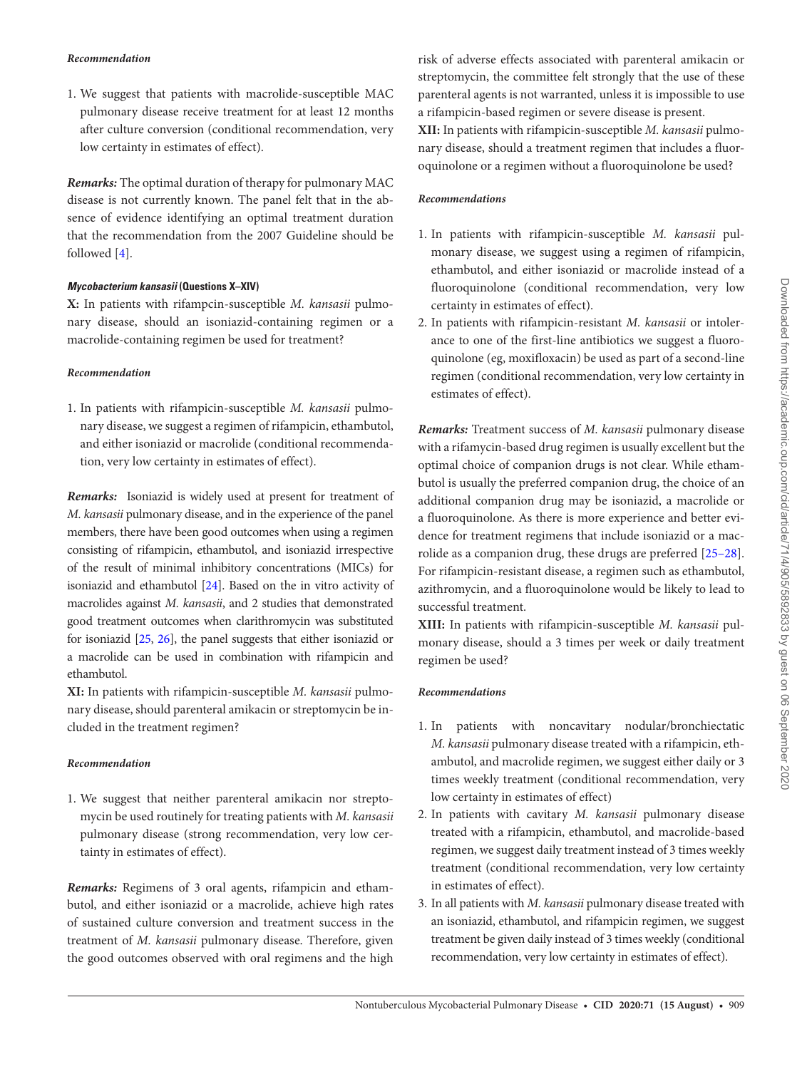#### *Recommendation*

1. We suggest that patients with macrolide-susceptible MAC pulmonary disease receive treatment for at least 12 months after culture conversion (conditional recommendation, very low certainty in estimates of effect).

***Remarks:*** The optimal duration of therapy for pulmonary MAC disease is not currently known. The panel felt that in the absence of evidence identifying an optimal treatment duration that the recommendation from the 2007 Guideline should be followed [4].

### *Mycobacterium kansasii* (Questions X–XIV)

**X:** In patients with rifampcin-susceptible *M. kansasii* pulmonary disease, should an isoniazid-containing regimen or a macrolide-containing regimen be used for treatment?

#### *Recommendation*

1. In patients with rifampicin-susceptible *M. kansasii* pulmonary disease, we suggest a regimen of rifampicin, ethambutol, and either isoniazid or macrolide (conditional recommendation, very low certainty in estimates of effect).

***Remarks:*** Isoniazid is widely used at present for treatment of *M. kansasii* pulmonary disease, and in the experience of the panel members, there have been good outcomes when using a regimen consisting of rifampicin, ethambutol, and isoniazid irrespective of the result of minimal inhibitory concentrations (MICs) for isoniazid and ethambutol [24]. Based on the in vitro activity of macrolides against *M. kansasii*, and 2 studies that demonstrated good treatment outcomes when clarithromycin was substituted for isoniazid [25, 26], the panel suggests that either isoniazid or a macrolide can be used in combination with rifampicin and ethambutol.

**XI:** In patients with rifampicin-susceptible *M. kansasii* pulmonary disease, should parenteral amikacin or streptomycin be included in the treatment regimen?

#### *Recommendation*

1. We suggest that neither parenteral amikacin nor streptomycin be used routinely for treating patients with *M. kansasii* pulmonary disease (strong recommendation, very low certainty in estimates of effect).

***Remarks:*** Regimens of 3 oral agents, rifampicin and ethambutol, and either isoniazid or a macrolide, achieve high rates of sustained culture conversion and treatment success in the treatment of *M. kansasii* pulmonary disease. Therefore, given the good outcomes observed with oral regimens and the high risk of adverse effects associated with parenteral amikacin or streptomycin, the committee felt strongly that the use of these parenteral agents is not warranted, unless it is impossible to use a rifampicin-based regimen or severe disease is present.

**XII:** In patients with rifampicin-susceptible *M. kansasii* pulmonary disease, should a treatment regimen that includes a fluoroquinolone or a regimen without a fluoroquinolone be used?

#### *Recommendations*

1. In patients with rifampicin-susceptible *M. kansasii* pulmonary disease, we suggest using a regimen of rifampicin, ethambutol, and either isoniazid or macrolide instead of a fluoroquinolone (conditional recommendation, very low certainty in estimates of effect).
2. In patients with rifampicin-resistant *M. kansasii* or intolerance to one of the first-line antibiotics we suggest a fluoroquinolone (eg, moxifloxacin) be used as part of a second-line regimen (conditional recommendation, very low certainty in estimates of effect).

***Remarks:*** Treatment success of *M. kansasii* pulmonary disease with a rifamycin-based drug regimen is usually excellent but the optimal choice of companion drugs is not clear. While ethambutol is usually the preferred companion drug, the choice of an additional companion drug may be isoniazid, a macrolide or a fluoroquinolone. As there is more experience and better evidence for treatment regimens that include isoniazid or a macrolide as a companion drug, these drugs are preferred [25–28]. For rifampicin-resistant disease, a regimen such as ethambutol, azithromycin, and a fluoroquinolone would be likely to lead to successful treatment.

**XIII:** In patients with rifampicin-susceptible *M. kansasii* pulmonary disease, should a 3 times per week or daily treatment regimen be used?

#### *Recommendations*

1. In patients with noncavitary nodular/bronchiectatic *M. kansasii* pulmonary disease treated with a rifampicin, ethambutol, and macrolide regimen, we suggest either daily or 3 times weekly treatment (conditional recommendation, very low certainty in estimates of effect)
2. In patients with cavitary *M. kansasii* pulmonary disease treated with a rifampicin, ethambutol, and macrolide-based regimen, we suggest daily treatment instead of 3 times weekly treatment (conditional recommendation, very low certainty in estimates of effect).
3. In all patients with *M. kansasii* pulmonary disease treated with an isoniazid, ethambutol, and rifampicin regimen, we suggest treatment be given daily instead of 3 times weekly (conditional recommendation, very low certainty in estimates of effect).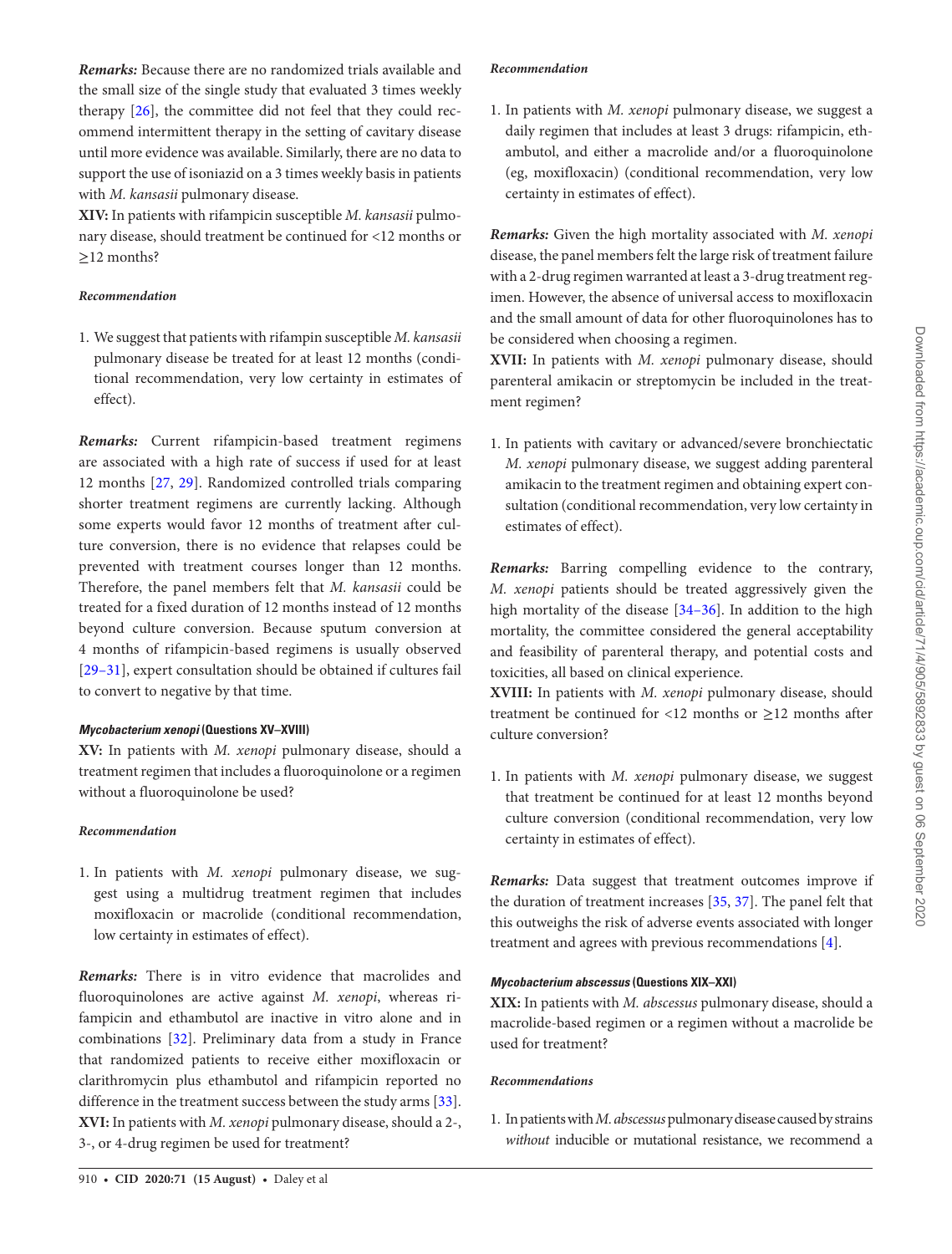***Remarks:*** Because there are no randomized trials available and the small size of the single study that evaluated 3 times weekly therapy [26], the committee did not feel that they could recommend intermittent therapy in the setting of cavitary disease until more evidence was available. Similarly, there are no data to support the use of isoniazid on a 3 times weekly basis in patients with *M. kansasii* pulmonary disease.

**XIV:** In patients with rifampicin susceptible *M. kansasii* pulmonary disease, should treatment be continued for <12 months or ≥12 months?

***Recommendation***

1. We suggest that patients with rifampin susceptible *M. kansasii* pulmonary disease be treated for at least 12 months (conditional recommendation, very low certainty in estimates of effect).

***Remarks:*** Current rifampicin-based treatment regimens are associated with a high rate of success if used for at least 12 months [27, 29]. Randomized controlled trials comparing shorter treatment regimens are currently lacking. Although some experts would favor 12 months of treatment after culture conversion, there is no evidence that relapses could be prevented with treatment courses longer than 12 months. Therefore, the panel members felt that *M. kansasii* could be treated for a fixed duration of 12 months instead of 12 months beyond culture conversion. Because sputum conversion at 4 months of rifampicin-based regimens is usually observed [29–31], expert consultation should be obtained if cultures fail to convert to negative by that time.

#### *Mycobacterium xenopi* (Questions XV–XVIII)

**XV:** In patients with *M. xenopi* pulmonary disease, should a treatment regimen that includes a fluoroquinolone or a regimen without a fluoroquinolone be used?

***Recommendation***

1. In patients with *M. xenopi* pulmonary disease, we suggest using a multidrug treatment regimen that includes moxifloxacin or macrolide (conditional recommendation, low certainty in estimates of effect).

***Remarks:*** There is in vitro evidence that macrolides and fluoroquinolones are active against *M. xenopi*, whereas rifampicin and ethambutol are inactive in vitro alone and in combinations [32]. Preliminary data from a study in France that randomized patients to receive either moxifloxacin or clarithromycin plus ethambutol and rifampicin reported no difference in the treatment success between the study arms [33].

**XVI:** In patients with *M. xenopi* pulmonary disease, should a 2-, 3-, or 4-drug regimen be used for treatment?

***Recommendation***

1. In patients with *M. xenopi* pulmonary disease, we suggest a daily regimen that includes at least 3 drugs: rifampicin, ethambutol, and either a macrolide and/or a fluoroquinolone (eg, moxifloxacin) (conditional recommendation, very low certainty in estimates of effect).

***Remarks:*** Given the high mortality associated with *M. xenopi* disease, the panel members felt the large risk of treatment failure with a 2-drug regimen warranted at least a 3-drug treatment regimen. However, the absence of universal access to moxifloxacin and the small amount of data for other fluoroquinolones has to be considered when choosing a regimen.

**XVII:** In patients with *M. xenopi* pulmonary disease, should parenteral amikacin or streptomycin be included in the treatment regimen?

1. In patients with cavitary or advanced/severe bronchiectatic *M. xenopi* pulmonary disease, we suggest adding parenteral amikacin to the treatment regimen and obtaining expert consultation (conditional recommendation, very low certainty in estimates of effect).

***Remarks:*** Barring compelling evidence to the contrary, *M. xenopi* patients should be treated aggressively given the high mortality of the disease [34–36]. In addition to the high mortality, the committee considered the general acceptability and feasibility of parenteral therapy, and potential costs and toxicities, all based on clinical experience.

**XVIII:** In patients with *M. xenopi* pulmonary disease, should treatment be continued for <12 months or ≥12 months after culture conversion?

1. In patients with *M. xenopi* pulmonary disease, we suggest that treatment be continued for at least 12 months beyond culture conversion (conditional recommendation, very low certainty in estimates of effect).

***Remarks:*** Data suggest that treatment outcomes improve if the duration of treatment increases [35, 37]. The panel felt that this outweighs the risk of adverse events associated with longer treatment and agrees with previous recommendations [4].

#### *Mycobacterium abscessus* (Questions XIX–XXI)

**XIX:** In patients with *M. abscessus* pulmonary disease, should a macrolide-based regimen or a regimen without a macrolide be used for treatment?

***Recommendations***

1. In patients with *M. abscessus* pulmonary disease caused by strains *without* inducible or mutational resistance, we recommend a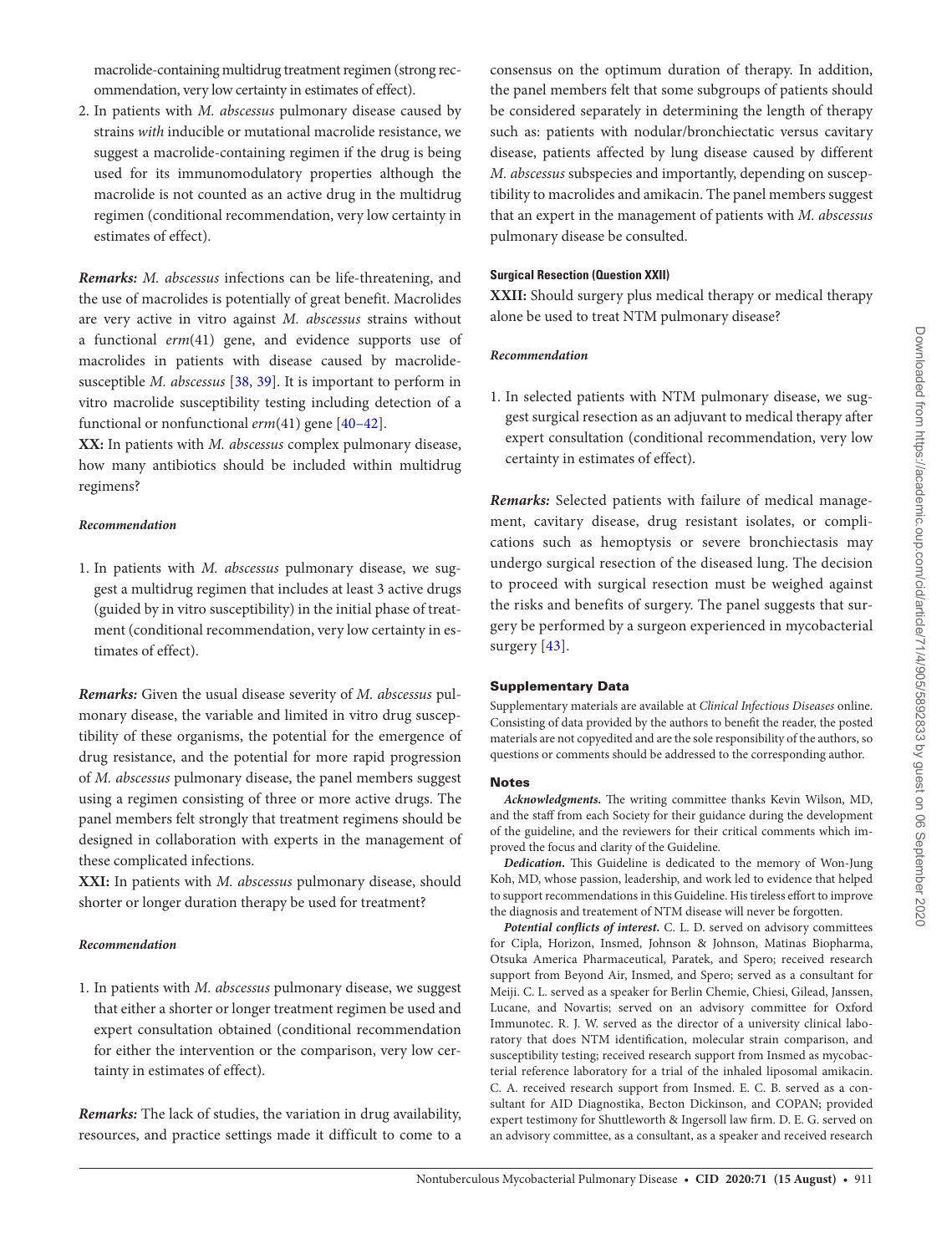macrolide-containing multidrug treatment regimen (strong recommendation, very low certainty in estimates of effect).

2. In patients with *M. abscessus* pulmonary disease caused by strains *with* inducible or mutational macrolide resistance, we suggest a macrolide-containing regimen if the drug is being used for its immunomodulatory properties although the macrolide is not counted as an active drug in the multidrug regimen (conditional recommendation, very low certainty in estimates of effect).

***Remarks:*** *M. abscessus* infections can be life-threatening, and the use of macrolides is potentially of great benefit. Macrolides are very active in vitro against *M. abscessus* strains without a functional *erm*(41) gene, and evidence supports use of macrolides in patients with disease caused by macrolide-susceptible *M. abscessus* [38, 39]. It is important to perform in vitro macrolide susceptibility testing including detection of a functional or nonfunctional *erm*(41) gene [40–42].

**XX:** In patients with *M. abscessus* complex pulmonary disease, how many antibiotics should be included within multidrug regimens?

***Recommendation***

1. In patients with *M. abscessus* pulmonary disease, we suggest a multidrug regimen that includes at least 3 active drugs (guided by in vitro susceptibility) in the initial phase of treatment (conditional recommendation, very low certainty in estimates of effect).

***Remarks:*** Given the usual disease severity of *M. abscessus* pulmonary disease, the variable and limited in vitro drug susceptibility of these organisms, the potential for the emergence of drug resistance, and the potential for more rapid progression of *M. abscessus* pulmonary disease, the panel members suggest using a regimen consisting of three or more active drugs. The panel members felt strongly that treatment regimens should be designed in collaboration with experts in the management of these complicated infections.

**XXI:** In patients with *M. abscessus* pulmonary disease, should shorter or longer duration therapy be used for treatment?

***Recommendation***

1. In patients with *M. abscessus* pulmonary disease, we suggest that either a shorter or longer treatment regimen be used and expert consultation obtained (conditional recommendation for either the intervention or the comparison, very low certainty in estimates of effect).

***Remarks:*** The lack of studies, the variation in drug availability, resources, and practice settings made it difficult to come to a consensus on the optimum duration of therapy. In addition, the panel members felt that some subgroups of patients should be considered separately in determining the length of therapy such as: patients with nodular/bronchiectatic versus cavitary disease, patients affected by lung disease caused by different *M. abscessus* subspecies and importantly, depending on susceptibility to macrolides and amikacin. The panel members suggest that an expert in the management of patients with *M. abscessus* pulmonary disease be consulted.

#### Surgical Resection (Question XXII)

**XXII:** Should surgery plus medical therapy or medical therapy alone be used to treat NTM pulmonary disease?

***Recommendation***

1. In selected patients with NTM pulmonary disease, we suggest surgical resection as an adjuvant to medical therapy after expert consultation (conditional recommendation, very low certainty in estimates of effect).

***Remarks:*** Selected patients with failure of medical management, cavitary disease, drug resistant isolates, or complications such as hemoptysis or severe bronchiectasis may undergo surgical resection of the diseased lung. The decision to proceed with surgical resection must be weighed against the risks and benefits of surgery. The panel suggests that surgery be performed by a surgeon experienced in mycobacterial surgery [43].

## Supplementary Data

Supplementary materials are available at *Clinical Infectious Diseases* online. Consisting of data provided by the authors to benefit the reader, the posted materials are not copyedited and are the sole responsibility of the authors, so questions or comments should be addressed to the corresponding author.

## Notes

***Acknowledgments.*** The writing committee thanks Kevin Wilson, MD, and the staff from each Society for their guidance during the development of the guideline, and the reviewers for their critical comments which improved the focus and clarity of the Guideline.

***Dedication.*** This Guideline is dedicated to the memory of Won-Jung Koh, MD, whose passion, leadership, and work led to evidence that helped to support recommendations in this Guideline. His tireless effort to improve the diagnosis and treatement of NTM disease will never be forgotten.

***Potential conflicts of interest.*** C. L. D. served on advisory committees for Cipla, Horizon, Insmed, Johnson & Johnson, Matinas Biopharma, Otsuka America Pharmaceutical, Paratek, and Spero; received research support from Beyond Air, Insmed, and Spero; served as a consultant for Meiji. C. L. served as a speaker for Berlin Chemie, Chiesi, Gilead, Janssen, Lucane, and Novartis; served on an advisory committee for Oxford Immunotec. R. J. W. served as the director of a university clinical laboratory that does NTM identification, molecular strain comparison, and susceptibility testing; received research support from Insmed as mycobacterial reference laboratory for a trial of the inhaled liposomal amikacin. C. A. received research support from Insmed. E. C. B. served as a consultant for AID Diagnostika, Becton Dickinson, and COPAN; provided expert testimony for Shuttleworth & Ingersoll law firm. D. E. G. served on an advisory committee, as a consultant, as a speaker and received research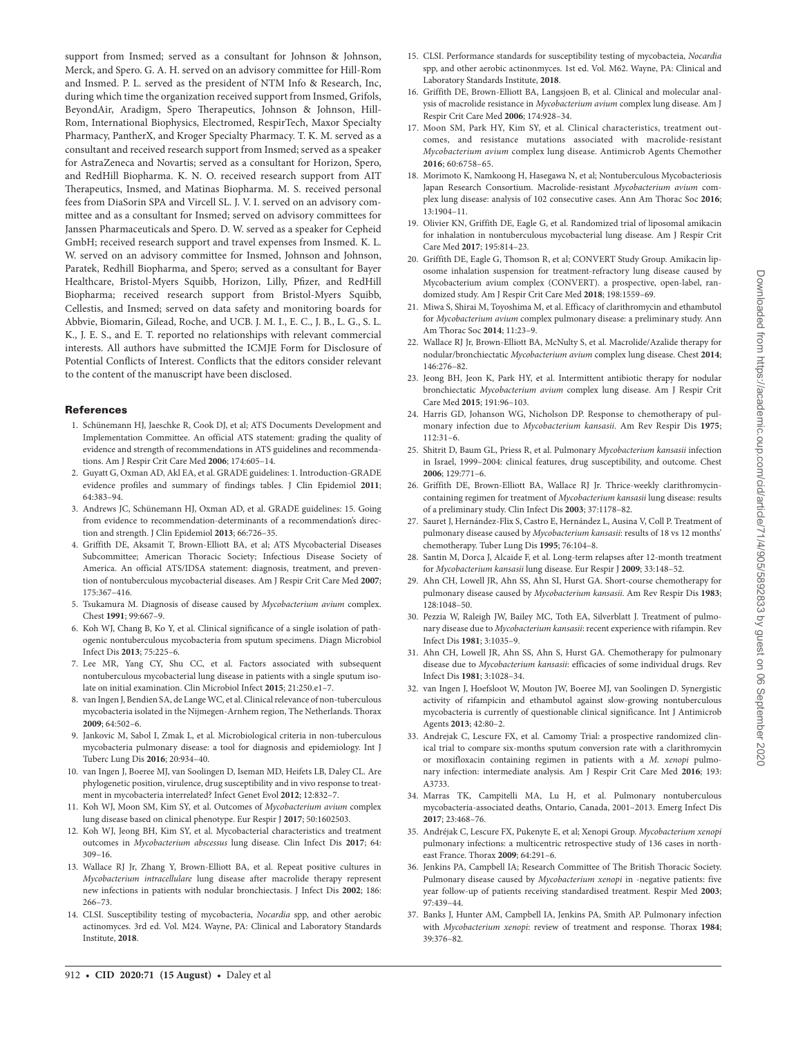support from Insmed; served as a consultant for Johnson & Johnson, Merck, and Spero. G. A. H. served on an advisory committee for Hill-Rom and Insmed. P. L. served as the president of NTM Info & Research, Inc, during which time the organization received support from Insmed, Grifols, BeyondAir, Aradigm, Spero Therapeutics, Johnson & Johnson, Hill-Rom, International Biophysics, Electromed, RespirTech, Maxor Specialty Pharmacy, PantherX, and Kroger Specialty Pharmacy. T. K. M. served as a consultant and received research support from Insmed; served as a speaker for AstraZeneca and Novartis; served as a consultant for Horizon, Spero, and RedHill Biopharma. K. N. O. received research support from AIT Therapeutics, Insmed, and Matinas Biopharma. M. S. received personal fees from DiaSorin SPA and Vircell SL. J. V. I. served on an advisory committee and as a consultant for Insmed; served on advisory committees for Janssen Pharmaceuticals and Spero. D. W. served as a speaker for Cepheid GmbH; received research support and travel expenses from Insmed. K. L. W. served on an advisory committee for Insmed, Johnson and Johnson, Paratek, Redhill Biopharma, and Spero; served as a consultant for Bayer Healthcare, Bristol-Myers Squibb, Horizon, Lilly, Pfizer, and RedHill Biopharma; received research support from Bristol-Myers Squibb, Cellestis, and Insmed; served on data safety and monitoring boards for Abbvie, Biomarin, Gilead, Roche, and UCB. J. M. I., E. C., J. B., L. G., S. L. K., J. E. S., and E. T. reported no relationships with relevant commercial interests. All authors have submitted the ICMJE Form for Disclosure of Potential Conflicts of Interest. Conflicts that the editors consider relevant to the content of the manuscript have been disclosed.

## References

1. Schünemann HJ, Jaeschke R, Cook DJ, et al; ATS Documents Development and Implementation Committee. An official ATS statement: grading the quality of evidence and strength of recommendations in ATS guidelines and recommendations. Am J Respir Crit Care Med **2006**; 174:605–14.
2. Guyatt G, Oxman AD, Akl EA, et al. GRADE guidelines: 1. Introduction-GRADE evidence profiles and summary of findings tables. J Clin Epidemiol **2011**; 64:383–94.
3. Andrews JC, Schünemann HJ, Oxman AD, et al. GRADE guidelines: 15. Going from evidence to recommendation-determinants of a recommendation's direction and strength. J Clin Epidemiol **2013**; 66:726–35.
4. Griffith DE, Aksamit T, Brown-Elliott BA, et al; ATS Mycobacterial Diseases Subcommittee; American Thoracic Society; Infectious Disease Society of America. An official ATS/IDSA statement: diagnosis, treatment, and prevention of nontuberculous mycobacterial diseases. Am J Respir Crit Care Med **2007**; 175:367–416.
5. Tsukamura M. Diagnosis of disease caused by *Mycobacterium avium* complex. Chest **1991**; 99:667–9.
6. Koh WJ, Chang B, Ko Y, et al. Clinical significance of a single isolation of pathogenic nontuberculous mycobacteria from sputum specimens. Diagn Microbiol Infect Dis **2013**; 75:225–6.
7. Lee MR, Yang CY, Shu CC, et al. Factors associated with subsequent nontuberculous mycobacterial lung disease in patients with a single sputum isolate on initial examination. Clin Microbiol Infect **2015**; 21:250.e1–7.
8. van Ingen J, Bendien SA, de Lange WC, et al. Clinical relevance of non-tuberculous mycobacteria isolated in the Nijmegen-Arnhem region, The Netherlands. Thorax **2009**; 64:502–6.
9. Jankovic M, Sabol I, Zmak L, et al. Microbiological criteria in non-tuberculous mycobacteria pulmonary disease: a tool for diagnosis and epidemiology. Int J Tuberc Lung Dis **2016**; 20:934–40.
10. van Ingen J, Boeree MJ, van Soolingen D, Iseman MD, Heifets LB, Daley CL. Are phylogenetic position, virulence, drug susceptibility and in vivo response to treatment in mycobacteria interrelated? Infect Genet Evol **2012**; 12:832–7.
11. Koh WJ, Moon SM, Kim SY, et al. Outcomes of *Mycobacterium avium* complex lung disease based on clinical phenotype. Eur Respir J **2017**; 50:1602503.
12. Koh WJ, Jeong BH, Kim SY, et al. Mycobacterial characteristics and treatment outcomes in *Mycobacterium abscessus* lung disease. Clin Infect Dis **2017**; 64:309–16.
13. Wallace RJ Jr, Zhang Y, Brown-Elliott BA, et al. Repeat positive cultures in *Mycobacterium intracellulare* lung disease after macrolide therapy represent new infections in patients with nodular bronchiectasis. J Infect Dis **2002**; 186:266–73.
14. CLSI. Susceptibility testing of mycobacteria, *Nocardia* spp, and other aerobic actinomyces. 3rd ed. Vol. M24. Wayne, PA: Clinical and Laboratory Standards Institute, **2018**.
15. CLSI. Performance standards for susceptibility testing of mycobacteica, *Nocardia* spp, and other aerobic actinonmyces. 1st ed. Vol. M62. Wayne, PA: Clinical and Laboratory Standards Institute, **2018**.
16. Griffith DE, Brown-Elliott BA, Langsjoen B, et al. Clinical and molecular analysis of macrolide resistance in *Mycobacterium avium* complex lung disease. Am J Respir Crit Care Med **2006**; 174:928–34.
17. Moon SM, Park HY, Kim SY, et al. Clinical characteristics, treatment outcomes, and resistance mutations associated with macrolide-resistant *Mycobacterium avium* complex lung disease. Antimicrob Agents Chemother **2016**; 60:6758–65.
18. Morimoto K, Namkoong H, Hasegawa N, et al; Nontuberculous Mycobacteriosis Japan Research Consortium. Macrolide-resistant *Mycobacterium avium* complex lung disease: analysis of 102 consecutive cases. Ann Am Thorac Soc **2016**; 13:1904–11.
19. Olivier KN, Griffith DE, Eagle G, et al. Randomized trial of liposomal amikacin for inhalation in nontuberculous mycobacterial lung disease. Am J Respir Crit Care Med **2017**; 195:814–23.
20. Griffith DE, Eagle G, Thomson R, et al; CONVERT Study Group. Amikacin liposome inhalation suspension for treatment-refractory lung disease caused by Mycobacterium avium complex (CONVERT). a prospective, open-label, randomized study. Am J Respir Crit Care Med **2018**; 198:1559–69.
21. Miwa S, Shirai M, Toyoshima M, et al. Efficacy of clarithromycin and ethambutol for *Mycobacterium avium* complex pulmonary disease: a preliminary study. Ann Am Thorac Soc **2014**; 11:23–9.
22. Wallace RJ Jr, Brown-Elliott BA, McNulty S, et al. Macrolide/Azalide therapy for nodular/bronchiectatic *Mycobacterium avium* complex lung disease. Chest **2014**; 146:276–82.
23. Jeong BH, Jeon K, Park HY, et al. Intermittent antibiotic therapy for nodular bronchiectatic *Mycobacterium avium* complex lung disease. Am J Respir Crit Care Med **2015**; 191:96–103.
24. Harris GD, Johanson WG, Nicholson DP. Response to chemotherapy of pulmonary infection due to *Mycobacterium kansasii*. Am Rev Respir Dis **1975**; 112:31–6.
25. Shitrit D, Baum GL, Priess R, et al. Pulmonary *Mycobacterium kansasii* infection in Israel, 1999–2004: clinical features, drug susceptibility, and outcome. Chest **2006**; 129:771–6.
26. Griffith DE, Brown-Elliott BA, Wallace RJ Jr. Thrice-weekly clarithromycin-containing regimen for treatment of *Mycobacterium kansasii* lung disease: results of a preliminary study. Clin Infect Dis **2003**; 37:1178–82.
27. Sauret J, Hernández-Flix S, Castro E, Hernández L, Ausina V, Coll P. Treatment of pulmonary disease caused by *Mycobacterium kansasii*: results of 18 vs 12 months' chemotherapy. Tuber Lung Dis **1995**; 76:104–8.
28. Santin M, Dorca J, Alcaide F, et al. Long-term relapses after 12-month treatment for *Mycobacterium kansasii* lung disease. Eur Respir J **2009**; 33:148–52.
29. Ahn CH, Lowell JR, Ahn SS, Ahn SI, Hurst GA. Short-course chemotherapy for pulmonary disease caused by *Mycobacterium kansasii*. Am Rev Respir Dis **1983**; 128:1048–50.
30. Pezzia W, Raleigh JW, Bailey MC, Toth EA, Silverblatt J. Treatment of pulmonary disease due to *Mycobacterium kansasii*: recent experience with rifampin. Rev Infect Dis **1981**; 3:1035–9.
31. Ahn CH, Lowell JR, Ahn SS, Ahn S, Hurst GA. Chemotherapy for pulmonary disease due to *Mycobacterium kansasii*: efficacies of some individual drugs. Rev Infect Dis **1981**; 3:1028–34.
32. van Ingen J, Hoefsloot W, Mouton JW, Boeree MJ, van Soolingen D. Synergistic activity of rifampicin and ethambutol against slow-growing nontuberculous mycobacteria is currently of questionable clinical significance. Int J Antimicrob Agents **2013**; 42:80–2.
33. Andrejak C, Lescure FX, et al. Camomy Trial: a prospective randomized clinical trial to compare six-months sputum conversion rate with a clarithromycin or moxifloxacin containing regimen in patients with a *M. xenopi* pulmonary infection: intermediate analysis. Am J Respir Crit Care Med **2016**; 193: A3733.
34. Marras TK, Campitelli MA, Lu H, et al. Pulmonary nontuberculous mycobacteria-associated deaths, Ontario, Canada, 2001–2013. Emerg Infect Dis **2017**; 23:468–76.
35. Andréjak C, Lescure FX, Pukenyte E, et al; Xenopi Group. *Mycobacterium xenopi* pulmonary infections: a multicentric retrospective study of 136 cases in north-east France. Thorax **2009**; 64:291–6.
36. Jenkins PA, Campbell IA; Research Committee of The British Thoracic Society. Pulmonary disease caused by *Mycobacterium xenopi* in -negative patients: five year follow-up of patients receiving standardised treatment. Respir Med **2003**; 97:439–44.
37. Banks J, Hunter AM, Campbell IA, Jenkins PA, Smith AP. Pulmonary infection with *Mycobacterium xenopi*: review of treatment and response. Thorax **1984**; 39:376–82.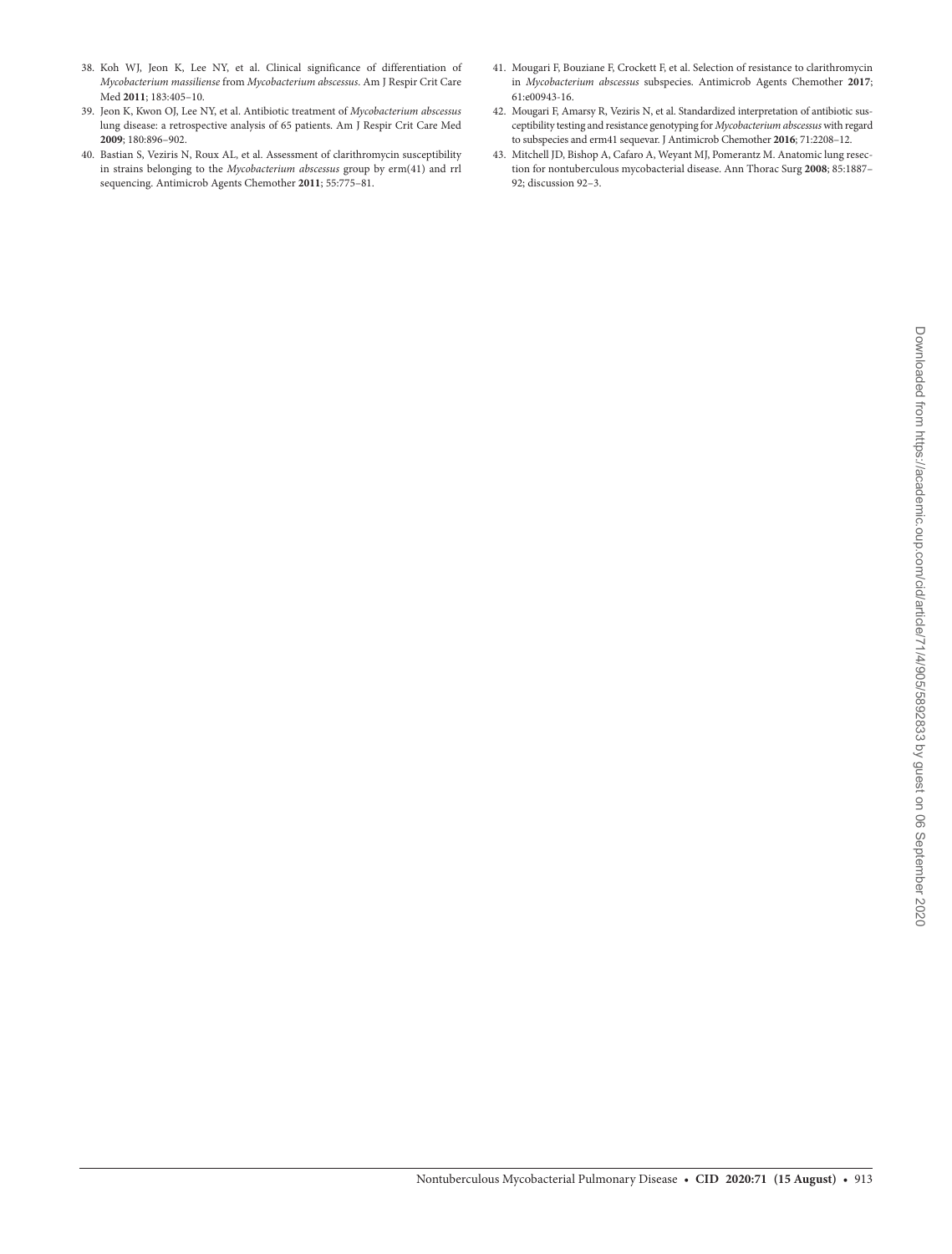38. Koh WJ, Jeon K, Lee NY, et al. Clinical significance of differentiation of *Mycobacterium massiliense* from *Mycobacterium abscessus*. Am J Respir Crit Care Med **2011**; 183:405–10.
39. Jeon K, Kwon OJ, Lee NY, et al. Antibiotic treatment of *Mycobacterium abscessus* lung disease: a retrospective analysis of 65 patients. Am J Respir Crit Care Med **2009**; 180:896–902.
40. Bastian S, Veziris N, Roux AL, et al. Assessment of clarithromycin susceptibility in strains belonging to the *Mycobacterium abscessus* group by erm(41) and rrl sequencing. Antimicrob Agents Chemother **2011**; 55:775–81.
41. Mougari F, Bouziane F, Crockett F, et al. Selection of resistance to clarithromycin in *Mycobacterium abscessus* subspecies. Antimicrob Agents Chemother **2017**; 61:e00943-16.
42. Mougari F, Amarsy R, Veziris N, et al. Standardized interpretation of antibiotic susceptibility testing and resistance genotyping for *Mycobacterium abscessus* with regard to subspecies and erm41 sequevar. J Antimicrob Chemother **2016**; 71:2208–12.
43. Mitchell JD, Bishop A, Cafaro A, Weyant MJ, Pomerantz M. Anatomic lung resection for nontuberculous mycobacterial disease. Ann Thorac Surg **2008**; 85:1887–92; discussion 92–3.